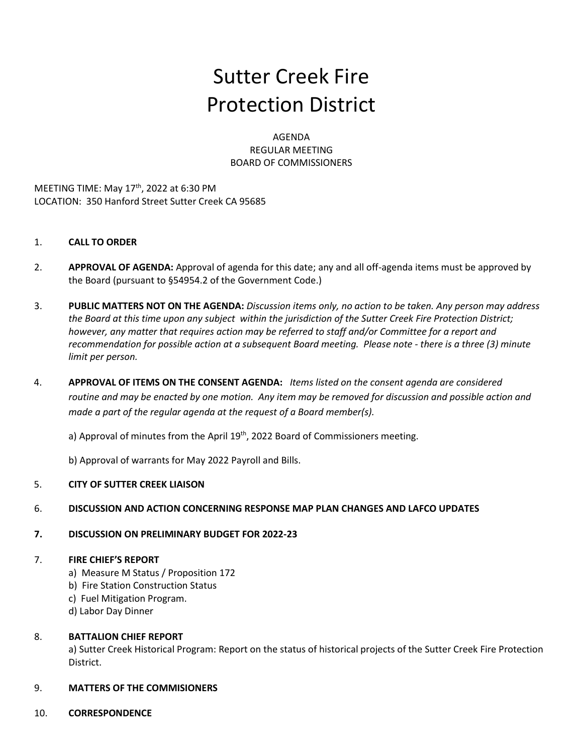# Sutter Creek Fire Protection District

AGENDA
REGULAR MEETING
BOARD OF COMMISSIONERS

MEETING TIME: May 17th, 2022 at 6:30 PM
LOCATION: 350 Hanford Street Sutter Creek CA 95685

1. **CALL TO ORDER**

2. **APPROVAL OF AGENDA:** Approval of agenda for this date; any and all off-agenda items must be approved by the Board (pursuant to §54954.2 of the Government Code.)

3. **PUBLIC MATTERS NOT ON THE AGENDA:** *Discussion items only, no action to be taken. Any person may address the Board at this time upon any subject within the jurisdiction of the Sutter Creek Fire Protection District; however, any matter that requires action may be referred to staff and/or Committee for a report and recommendation for possible action at a subsequent Board meeting. Please note - there is a three (3) minute limit per person.*

4. **APPROVAL OF ITEMS ON THE CONSENT AGENDA:** *Items listed on the consent agenda are considered routine and may be enacted by one motion. Any item may be removed for discussion and possible action and made a part of the regular agenda at the request of a Board member(s).*

   a) Approval of minutes from the April 19th, 2022 Board of Commissioners meeting.

   b) Approval of warrants for May 2022 Payroll and Bills.

5. **CITY OF SUTTER CREEK LIAISON**

6. **DISCUSSION AND ACTION CONCERNING RESPONSE MAP PLAN CHANGES AND LAFCO UPDATES**

7. **DISCUSSION ON PRELIMINARY BUDGET FOR 2022-23**

7. **FIRE CHIEF'S REPORT**
   a) Measure M Status / Proposition 172
   b) Fire Station Construction Status
   c) Fuel Mitigation Program.
   d) Labor Day Dinner

8. **BATTALION CHIEF REPORT**
   a) Sutter Creek Historical Program: Report on the status of historical projects of the Sutter Creek Fire Protection District.

9. **MATTERS OF THE COMMISIONERS**

10. **CORRESPONDENCE**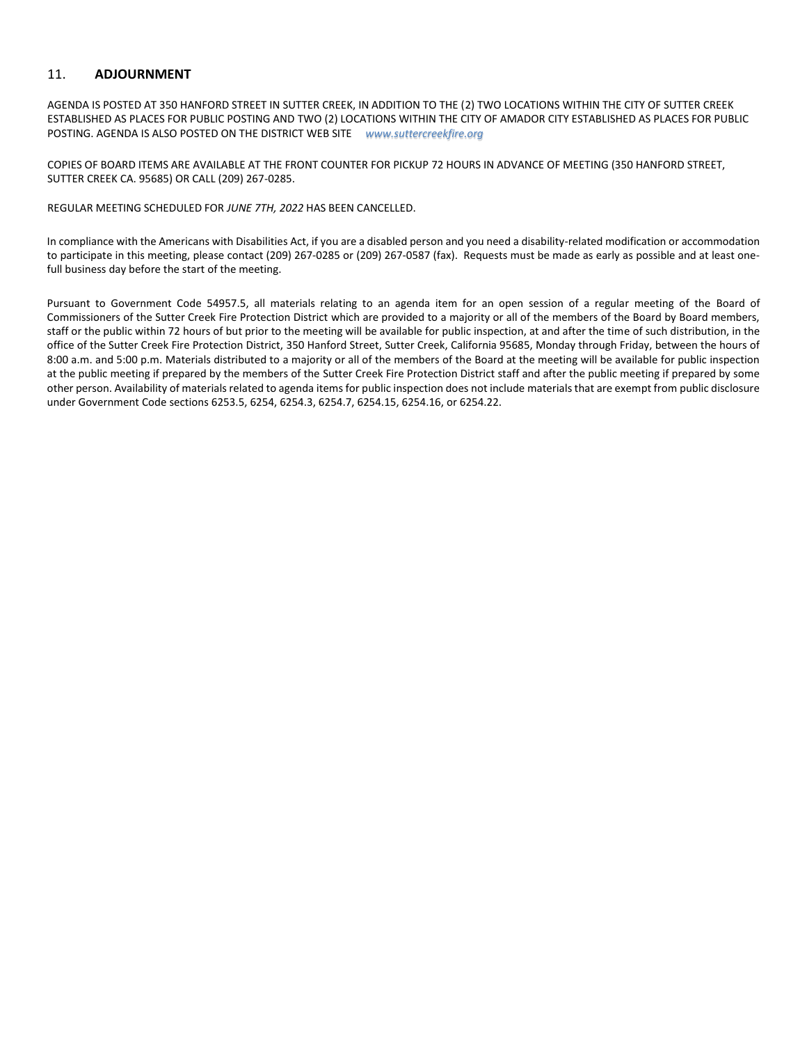## 11. **ADJOURNMENT**

AGENDA IS POSTED AT 350 HANFORD STREET IN SUTTER CREEK, IN ADDITION TO THE (2) TWO LOCATIONS WITHIN THE CITY OF SUTTER CREEK ESTABLISHED AS PLACES FOR PUBLIC POSTING AND TWO (2) LOCATIONS WITHIN THE CITY OF AMADOR CITY ESTABLISHED AS PLACES FOR PUBLIC POSTING. AGENDA IS ALSO POSTED ON THE DISTRICT WEB SITE *www.suttercreekfire.org*

COPIES OF BOARD ITEMS ARE AVAILABLE AT THE FRONT COUNTER FOR PICKUP 72 HOURS IN ADVANCE OF MEETING (350 HANFORD STREET, SUTTER CREEK CA. 95685) OR CALL (209) 267-0285.

REGULAR MEETING SCHEDULED FOR *JUNE 7TH, 2022* HAS BEEN CANCELLED.

In compliance with the Americans with Disabilities Act, if you are a disabled person and you need a disability-related modification or accommodation to participate in this meeting, please contact (209) 267-0285 or (209) 267-0587 (fax). Requests must be made as early as possible and at least one-full business day before the start of the meeting.

Pursuant to Government Code 54957.5, all materials relating to an agenda item for an open session of a regular meeting of the Board of Commissioners of the Sutter Creek Fire Protection District which are provided to a majority or all of the members of the Board by Board members, staff or the public within 72 hours of but prior to the meeting will be available for public inspection, at and after the time of such distribution, in the office of the Sutter Creek Fire Protection District, 350 Hanford Street, Sutter Creek, California 95685, Monday through Friday, between the hours of 8:00 a.m. and 5:00 p.m. Materials distributed to a majority or all of the members of the Board at the meeting will be available for public inspection at the public meeting if prepared by the members of the Sutter Creek Fire Protection District staff and after the public meeting if prepared by some other person. Availability of materials related to agenda items for public inspection does not include materials that are exempt from public disclosure under Government Code sections 6253.5, 6254, 6254.3, 6254.7, 6254.15, 6254.16, or 6254.22.